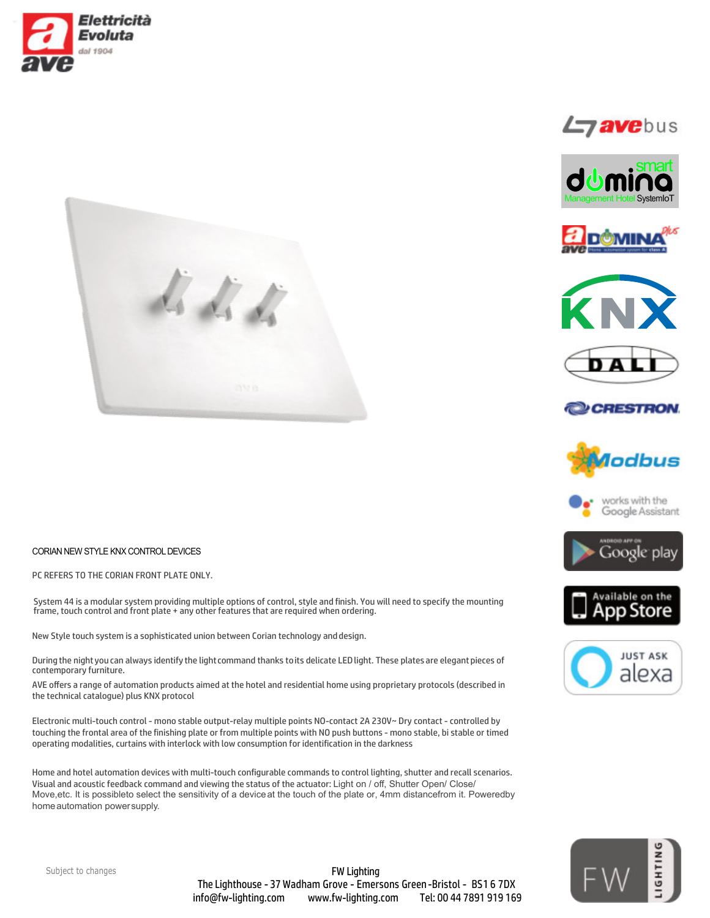CORIAN NEW STYLE KNX CONTROL DEVICES

PC REFERS TO THE CORIAN FRONT PLATE ONLY.

System 44 is a modular system providing multiple options of control, style and finish. You will need to specify the mounting frame, touch control and front plate + any other features that are required when ordering.

New Style touch system is a sophisticated union between Corian technology and design.

During the night you can always identify the light command thanks to its delicate LED light. These plates are elegant pieces of contemporary furniture.

AVE offers a range of automation products aimed at the hotel and residential home using proprietary protocols (described in the technical catalogue) plus KNX protocol

Electronic multi-touch control - mono stable output-relay multiple points NO-contact 2A 230V~ Dry contact - controlled by touching the frontal area of the finishing plate or from multiple points with NO push buttons - mono stable, bi stable or timed operating modalities, curtains with interlock with low consumption for identification in the darkness

Home and hotel automation devices with multi-touch configurable commands to control lighting, shutter and recall scenarios. Visual and acoustic feedback command and viewing the status of the actuator: Light on / off, Shutter Open/ Close/ Move,etc. It is possibleto select the sensitivity of a deviceat the touch of the plate or, 4mm distancefrom it. Poweredby homeautomation powersupply.

Subject to changes

FW Lighting
The Lighthouse - 37 Wadham Grove - Emersons Green -Bristol - BS16 7DX
info@fw-lighting.com www.fw-lighting.com Tel: 00 44 7891 919 169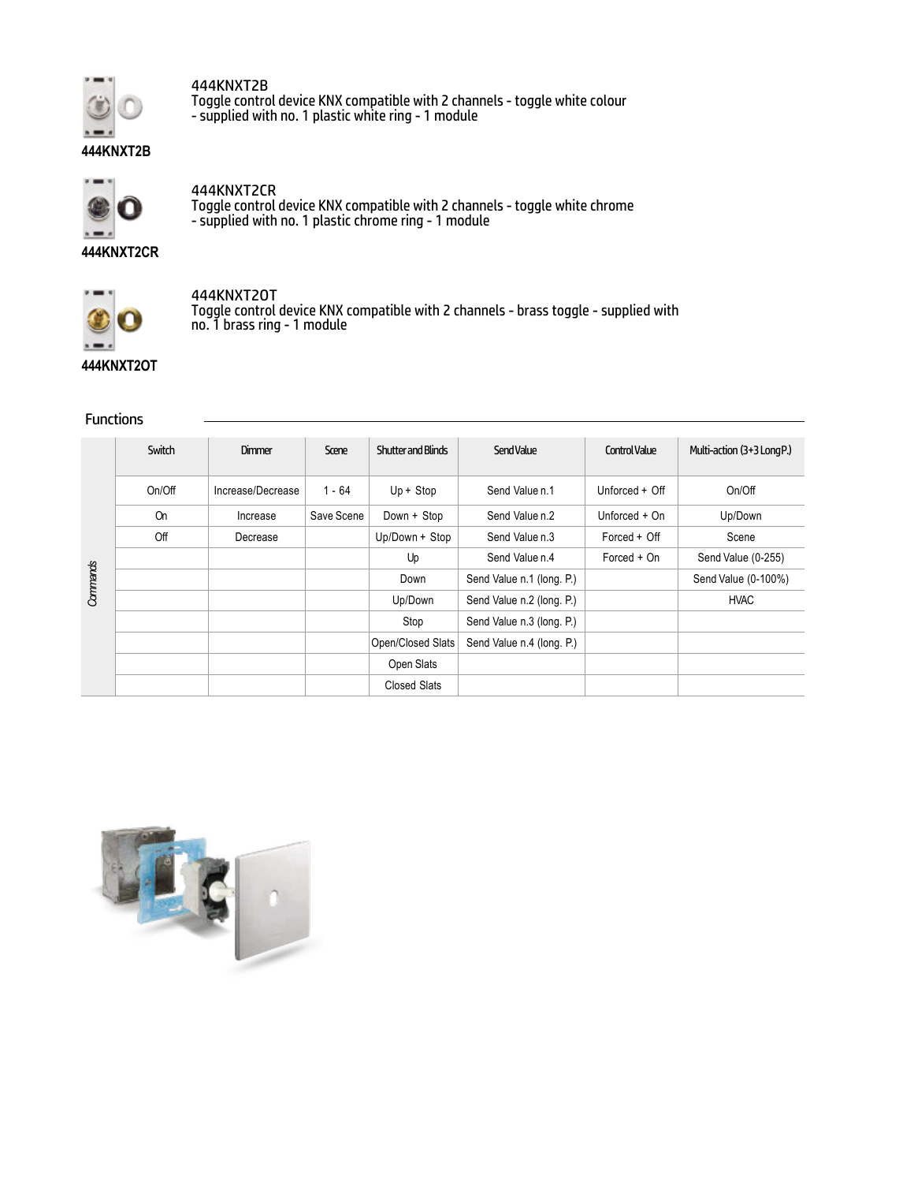444KNXT2B
Toggle control device KNX compatible with 2 channels - toggle white colour - supplied with no. 1 plastic white ring - 1 module

**444KNXT2B**

444KNXT2CR
Toggle control device KNX compatible with 2 channels - toggle white chrome - supplied with no. 1 plastic chrome ring - 1 module

**444KNXT2CR**

444KNXT2OT
Toggle control device KNX compatible with 2 channels - brass toggle - supplied with no. 1 brass ring - 1 module

**444KNXT2OT**

## Functions

| | Switch | Dimmer | Scene | Shutter and Blinds | Send Value | Control Value | Multi-action (3+3 Long P.) |
|---|---|---|---|---|---|---|---|
| *Commands* | On/Off | Increase/Decrease | 1 - 64 | Up + Stop | Send Value n.1 | Unforced + Off | On/Off |
| | On | Increase | Save Scene | Down + Stop | Send Value n.2 | Unforced + On | Up/Down |
| | Off | Decrease | | Up/Down + Stop | Send Value n.3 | Forced + Off | Scene |
| | | | | Up | Send Value n.4 | Forced + On | Send Value (0-255) |
| | | | | Down | Send Value n.1 (long. P.) | | Send Value (0-100%) |
| | | | | Up/Down | Send Value n.2 (long. P.) | | HVAC |
| | | | | Stop | Send Value n.3 (long. P.) | | |
| | | | | Open/Closed Slats | Send Value n.4 (long. P.) | | |
| | | | | Open Slats | | | |
| | | | | Closed Slats | | | |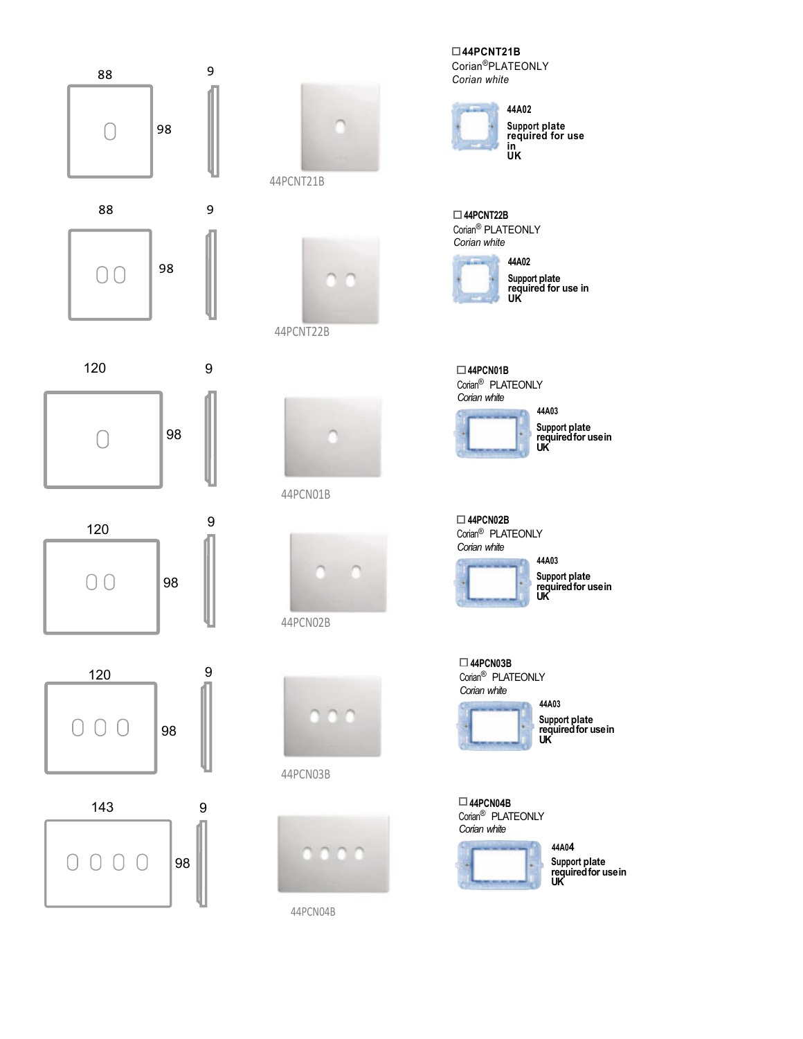88

9

98

44PCNT21B

☐ **44PCNT21B**
Corian® PLATEONLY
*Corian white*

**44A02**
**Support plate required for use in UK**

88

9

98

44PCNT22B

☐ **44PCNT22B**
Corian® PLATEONLY
*Corian white*

**44A02**
**Support plate required for use in UK**

120

9

98

44PCN01B

☐ **44PCN01B**
Corian® PLATEONLY
*Corian white*

**44A03**
**Support plate required for use in UK**

120

9

98

44PCN02B

☐ **44PCN02B**
Corian® PLATEONLY
*Corian white*

**44A03**
**Support plate required for use in UK**

120

9

98

44PCN03B

☐ **44PCN03B**
Corian® PLATEONLY
*Corian white*

**44A03**
**Support plate required for use in UK**

143

9

98

44PCN04B

☐ **44PCN04B**
Corian® PLATEONLY
*Corian white*

**44A04**
**Support plate required for use in UK**